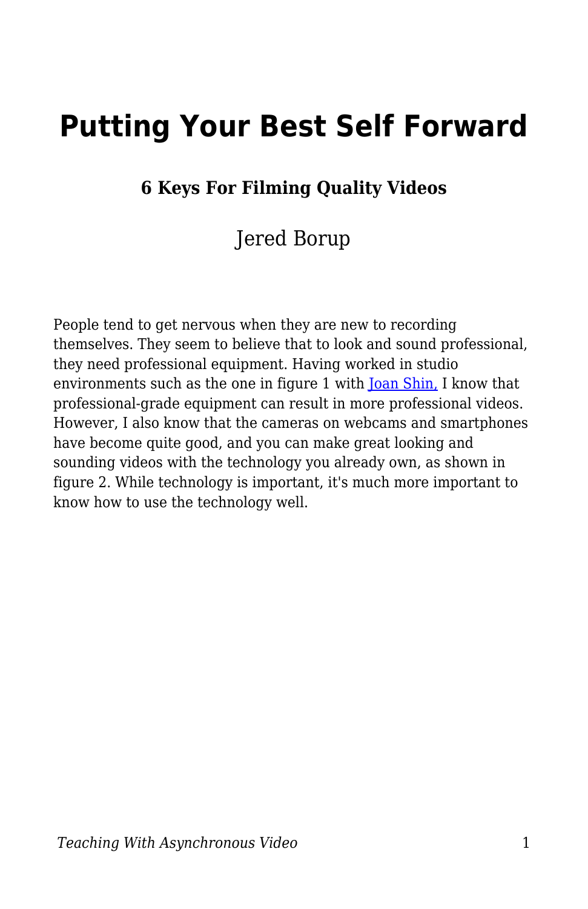# Putting Your Best Self Forward

### 6 Keys For Filming Quality Videos

Jered Borup

People tend to get nervous when they are new to recording themselves. They seem to believe that to look and sound professional, they need professional equipment. Having worked in studio environments such as the one in figure 1 with [Joan Shin,]() I know that professional-grade equipment can result in more professional videos. However, I also know that the cameras on webcams and smartphones have become quite good, and you can make great looking and sounding videos with the technology you already own, as shown in figure 2. While technology is important, it's much more important to know how to use the technology well.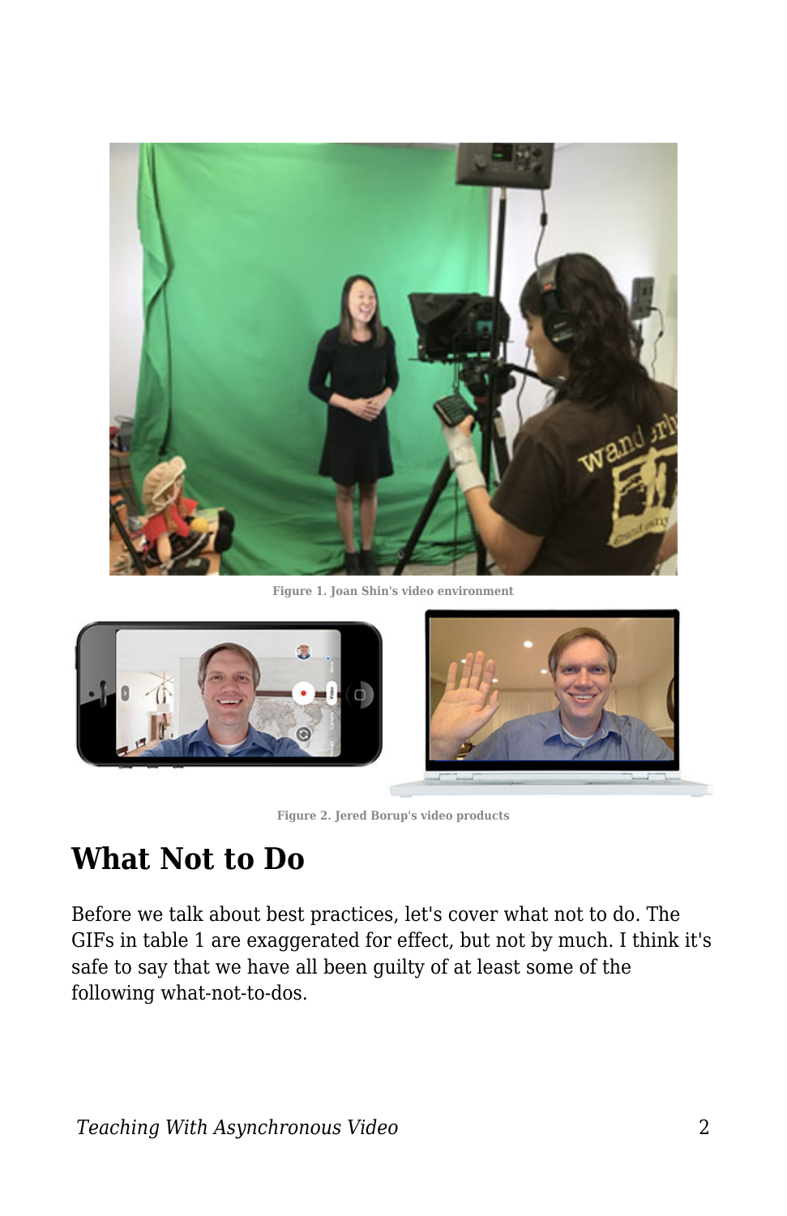Figure 1. Joan Shin's video environment

Figure 2. Jered Borup's video products

## What Not to Do

Before we talk about best practices, let's cover what not to do. The GIFs in table 1 are exaggerated for effect, but not by much. I think it's safe to say that we have all been guilty of at least some of the following what-not-to-dos.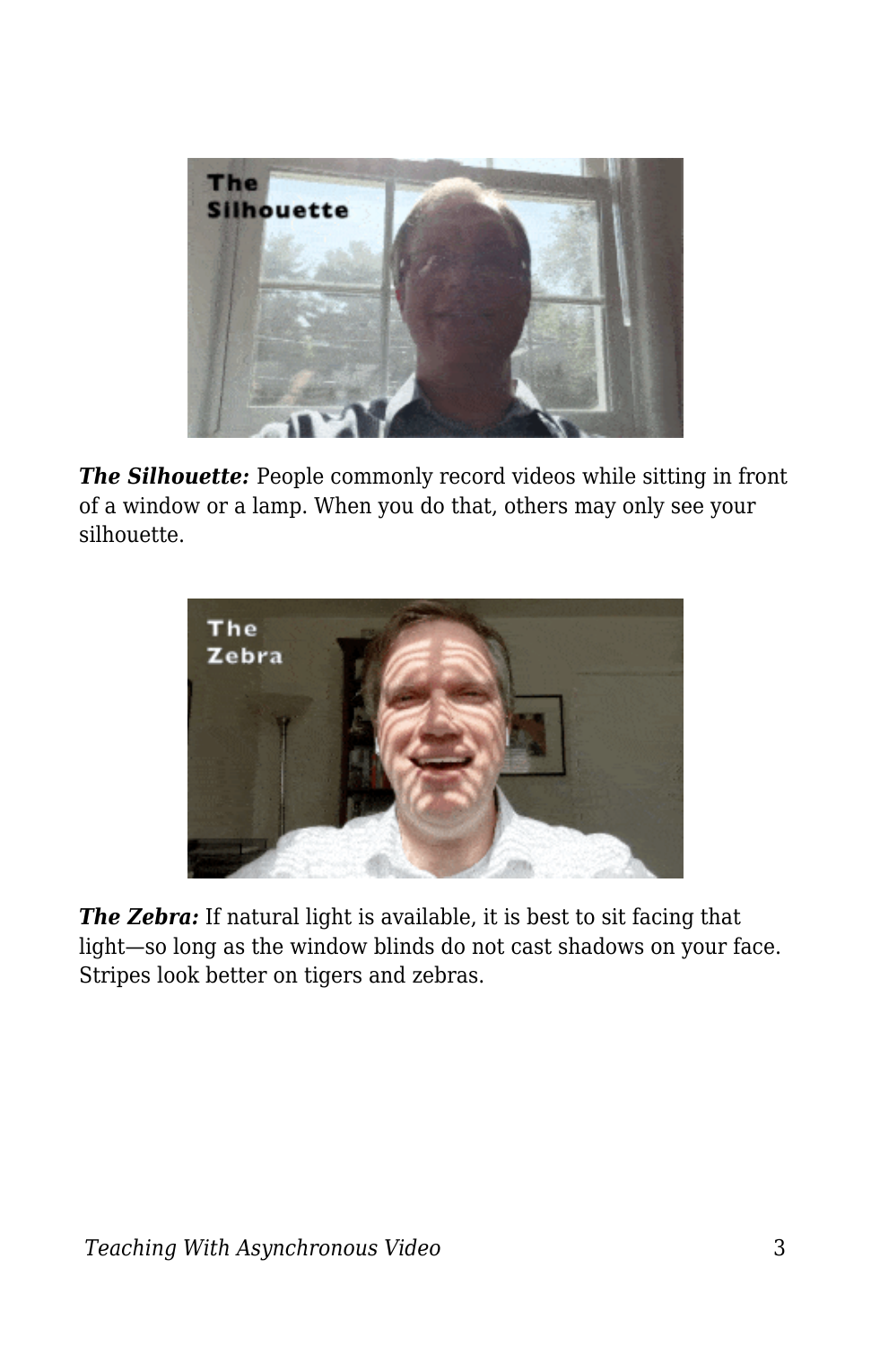***The Silhouette:*** People commonly record videos while sitting in front of a window or a lamp. When you do that, others may only see your silhouette.

***The Zebra:*** If natural light is available, it is best to sit facing that light—so long as the window blinds do not cast shadows on your face. Stripes look better on tigers and zebras.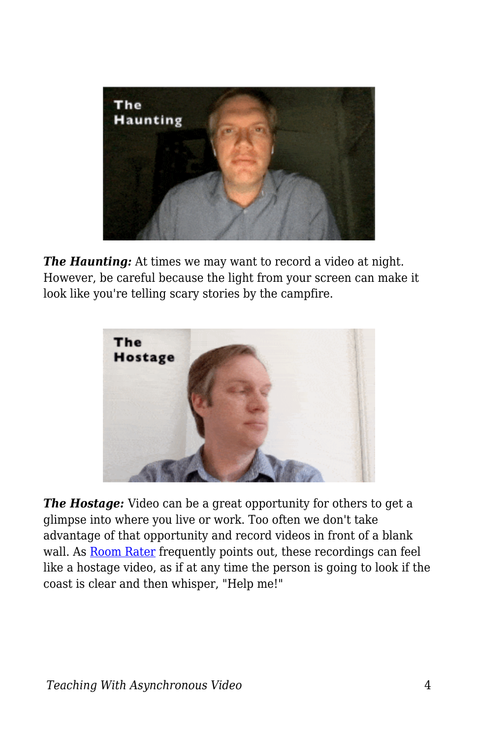***The Haunting:*** At times we may want to record a video at night. However, be careful because the light from your screen can make it look like you're telling scary stories by the campfire.

***The Hostage:*** Video can be a great opportunity for others to get a glimpse into where you live or work. Too often we don't take advantage of that opportunity and record videos in front of a blank wall. As [Room Rater](https://twitter.com/ratemyskyperoom) frequently points out, these recordings can feel like a hostage video, as if at any time the person is going to look if the coast is clear and then whisper, "Help me!"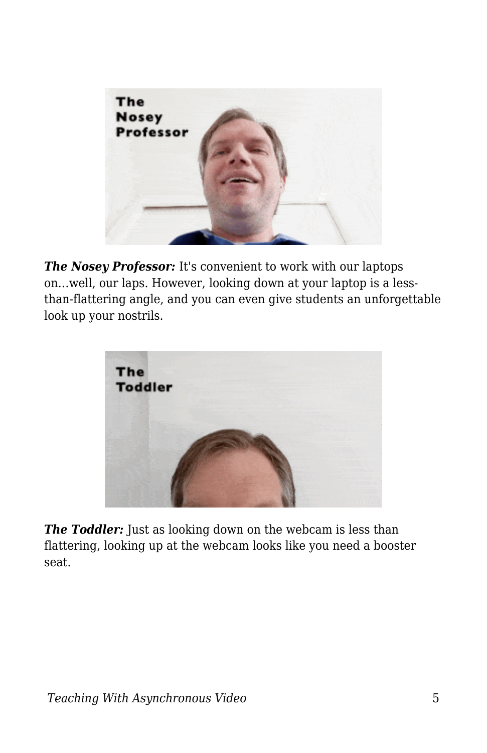***The Nosey Professor:*** It's convenient to work with our laptops on…well, our laps. However, looking down at your laptop is a less-than-flattering angle, and you can even give students an unforgettable look up your nostrils.

***The Toddler:*** Just as looking down on the webcam is less than flattering, looking up at the webcam looks like you need a booster seat.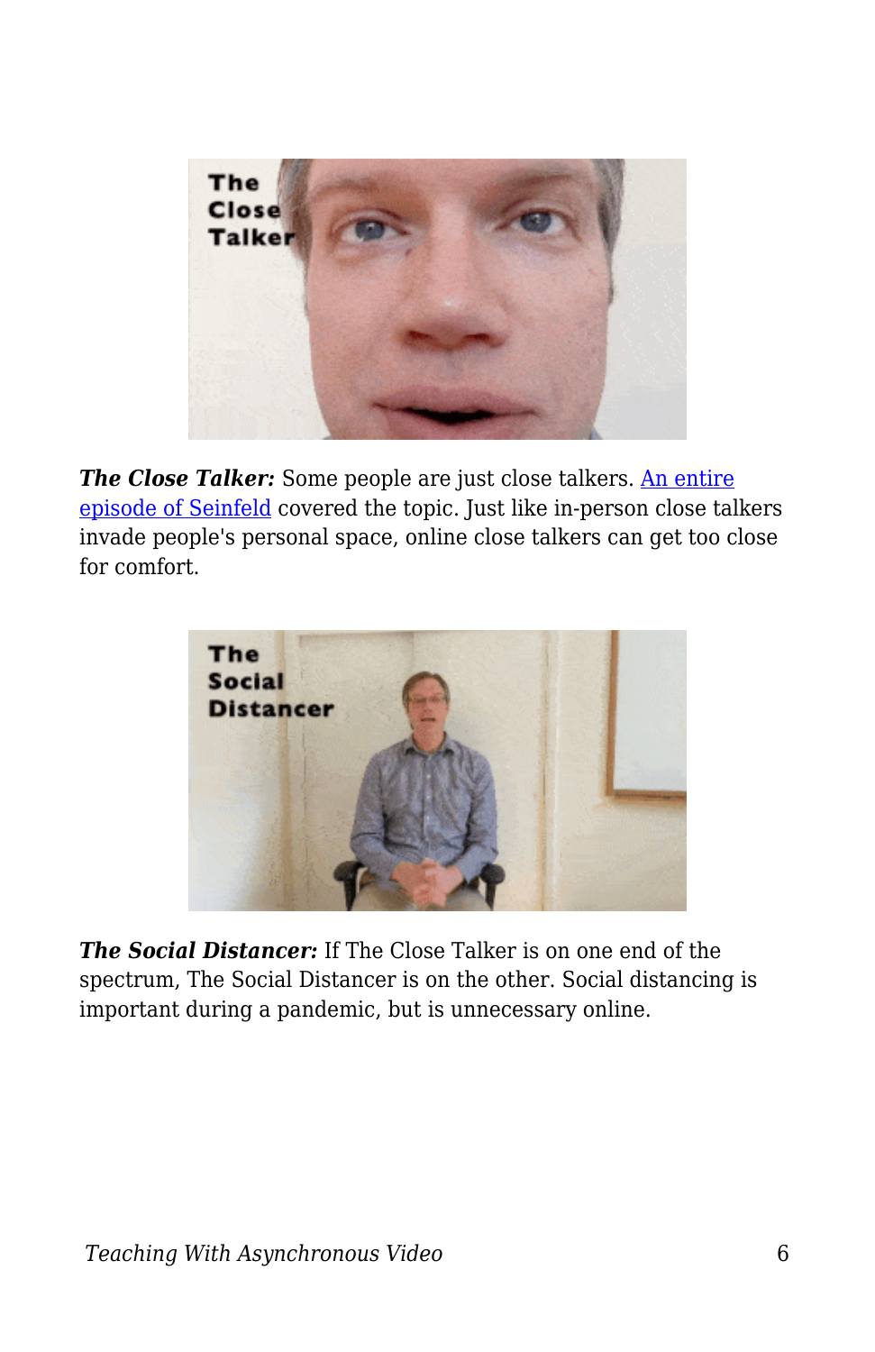***The Close Talker:*** Some people are just close talkers. [An entire episode of Seinfeld] covered the topic. Just like in-person close talkers invade people's personal space, online close talkers can get too close for comfort.

***The Social Distancer:*** If The Close Talker is on one end of the spectrum, The Social Distancer is on the other. Social distancing is important during a pandemic, but is unnecessary online.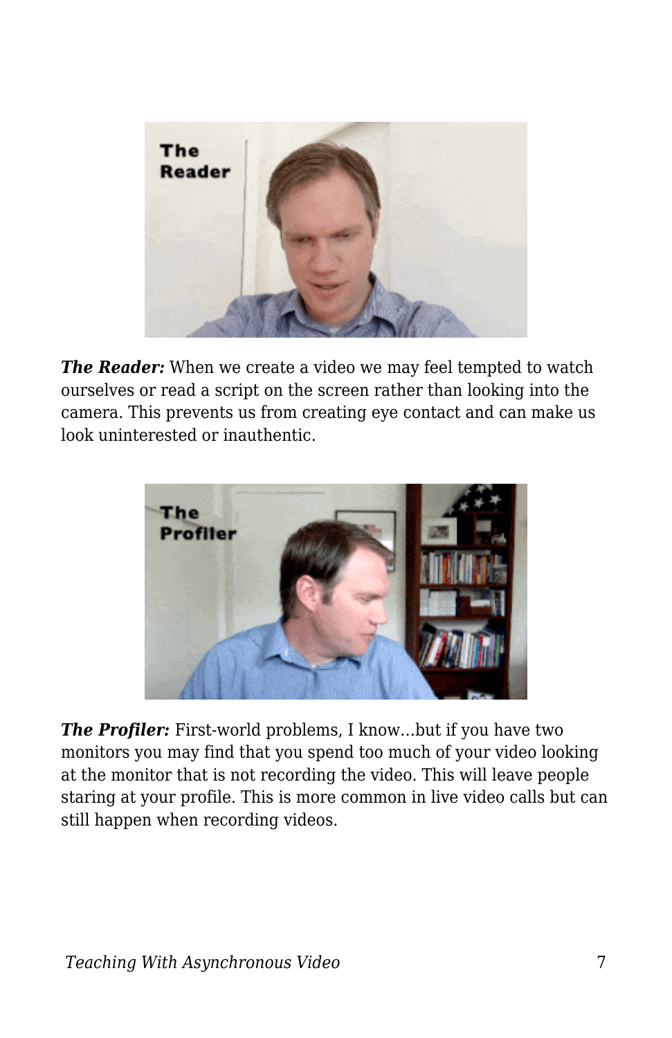***The Reader:*** When we create a video we may feel tempted to watch ourselves or read a script on the screen rather than looking into the camera. This prevents us from creating eye contact and can make us look uninterested or inauthentic.

***The Profiler:*** First-world problems, I know...but if you have two monitors you may find that you spend too much of your video looking at the monitor that is not recording the video. This will leave people staring at your profile. This is more common in live video calls but can still happen when recording videos.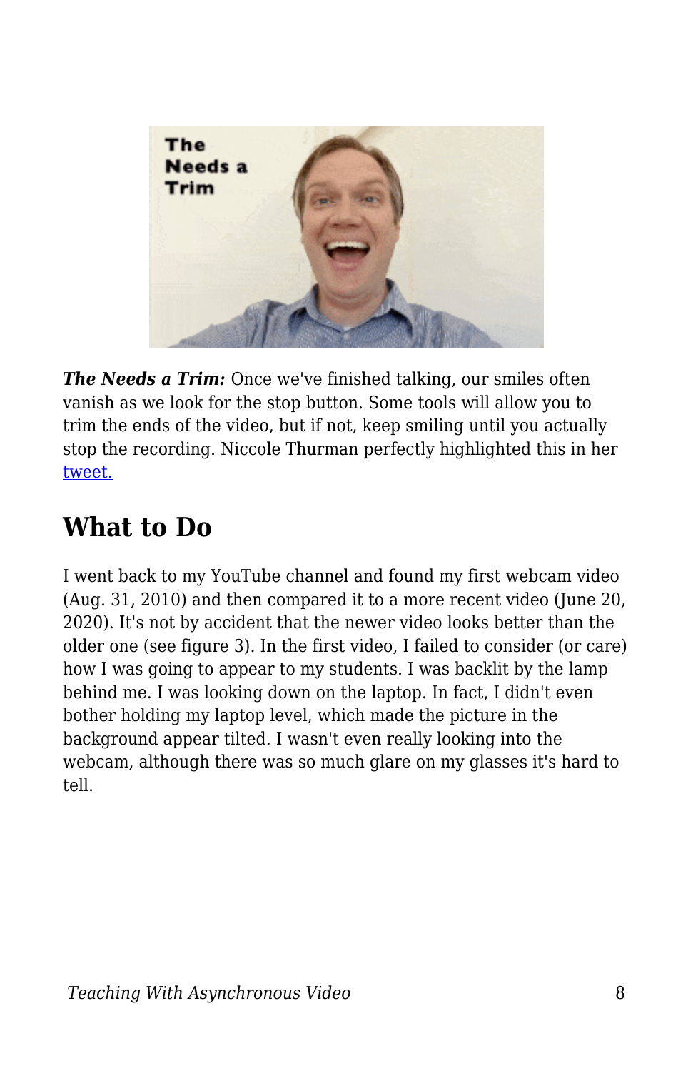***The Needs a Trim:*** Once we've finished talking, our smiles often vanish as we look for the stop button. Some tools will allow you to trim the ends of the video, but if not, keep smiling until you actually stop the recording. Niccole Thurman perfectly highlighted this in her [tweet.]()

## What to Do

I went back to my YouTube channel and found my first webcam video (Aug. 31, 2010) and then compared it to a more recent video (June 20, 2020). It's not by accident that the newer video looks better than the older one (see figure 3). In the first video, I failed to consider (or care) how I was going to appear to my students. I was backlit by the lamp behind me. I was looking down on the laptop. In fact, I didn't even bother holding my laptop level, which made the picture in the background appear tilted. I wasn't even really looking into the webcam, although there was so much glare on my glasses it's hard to tell.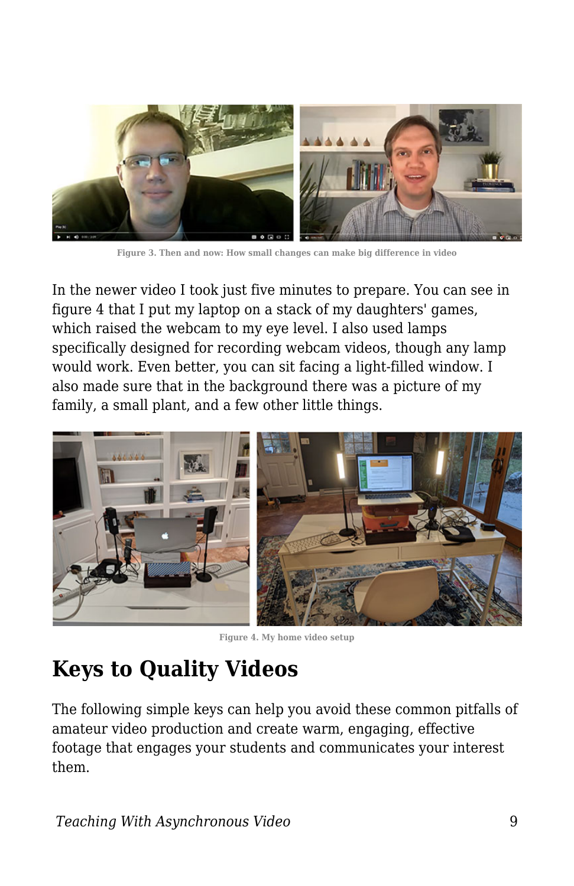Figure 3. Then and now: How small changes can make big difference in video

In the newer video I took just five minutes to prepare. You can see in figure 4 that I put my laptop on a stack of my daughters' games, which raised the webcam to my eye level. I also used lamps specifically designed for recording webcam videos, though any lamp would work. Even better, you can sit facing a light-filled window. I also made sure that in the background there was a picture of my family, a small plant, and a few other little things.

Figure 4. My home video setup

## Keys to Quality Videos

The following simple keys can help you avoid these common pitfalls of amateur video production and create warm, engaging, effective footage that engages your students and communicates your interest them.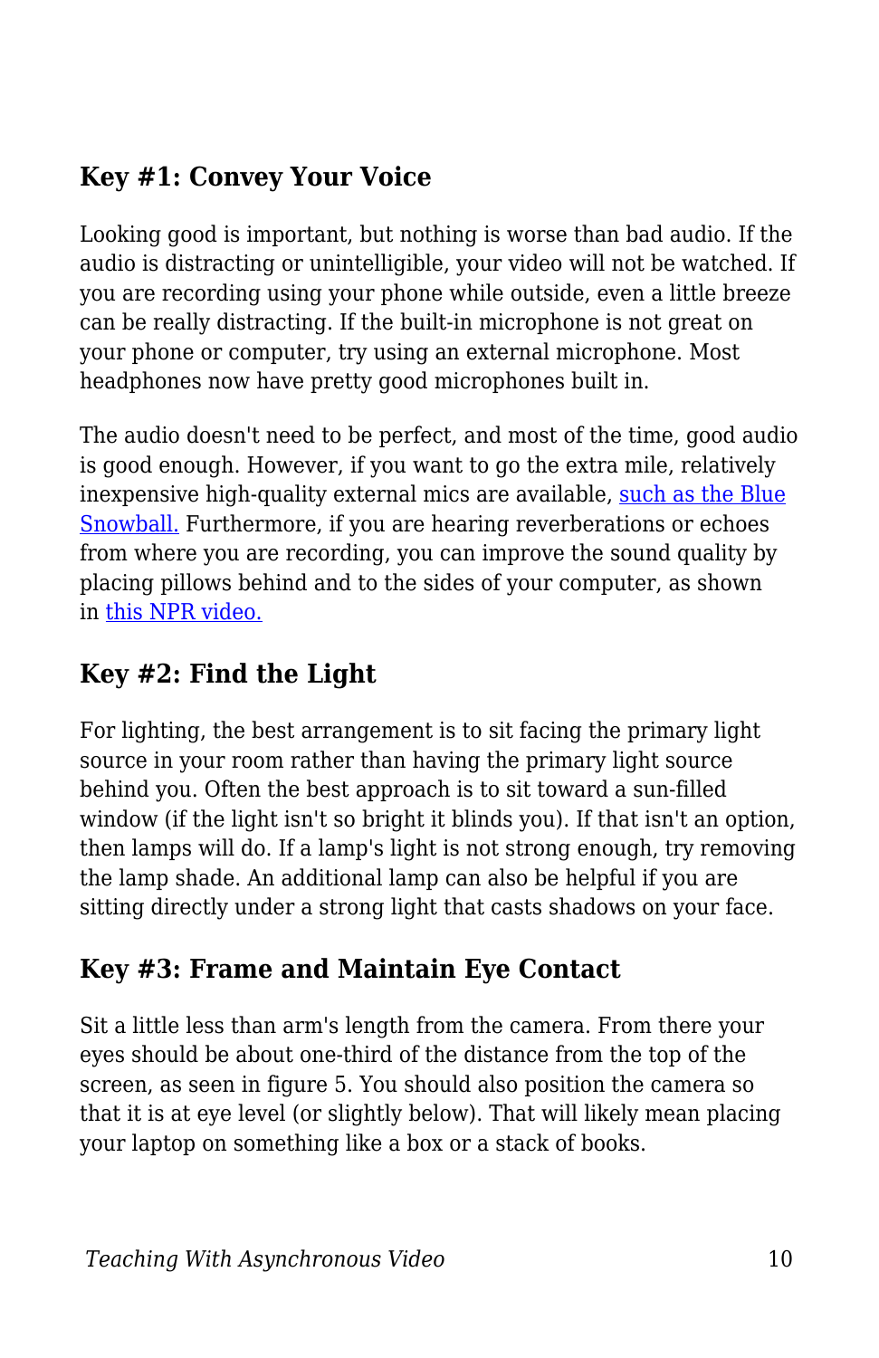## Key #1: Convey Your Voice

Looking good is important, but nothing is worse than bad audio. If the audio is distracting or unintelligible, your video will not be watched. If you are recording using your phone while outside, even a little breeze can be really distracting. If the built-in microphone is not great on your phone or computer, try using an external microphone. Most headphones now have pretty good microphones built in.

The audio doesn't need to be perfect, and most of the time, good audio is good enough. However, if you want to go the extra mile, relatively inexpensive high-quality external mics are available, such as the Blue Snowball. Furthermore, if you are hearing reverberations or echoes from where you are recording, you can improve the sound quality by placing pillows behind and to the sides of your computer, as shown in this NPR video.

## Key #2: Find the Light

For lighting, the best arrangement is to sit facing the primary light source in your room rather than having the primary light source behind you. Often the best approach is to sit toward a sun-filled window (if the light isn't so bright it blinds you). If that isn't an option, then lamps will do. If a lamp's light is not strong enough, try removing the lamp shade. An additional lamp can also be helpful if you are sitting directly under a strong light that casts shadows on your face.

## Key #3: Frame and Maintain Eye Contact

Sit a little less than arm's length from the camera. From there your eyes should be about one-third of the distance from the top of the screen, as seen in figure 5. You should also position the camera so that it is at eye level (or slightly below). That will likely mean placing your laptop on something like a box or a stack of books.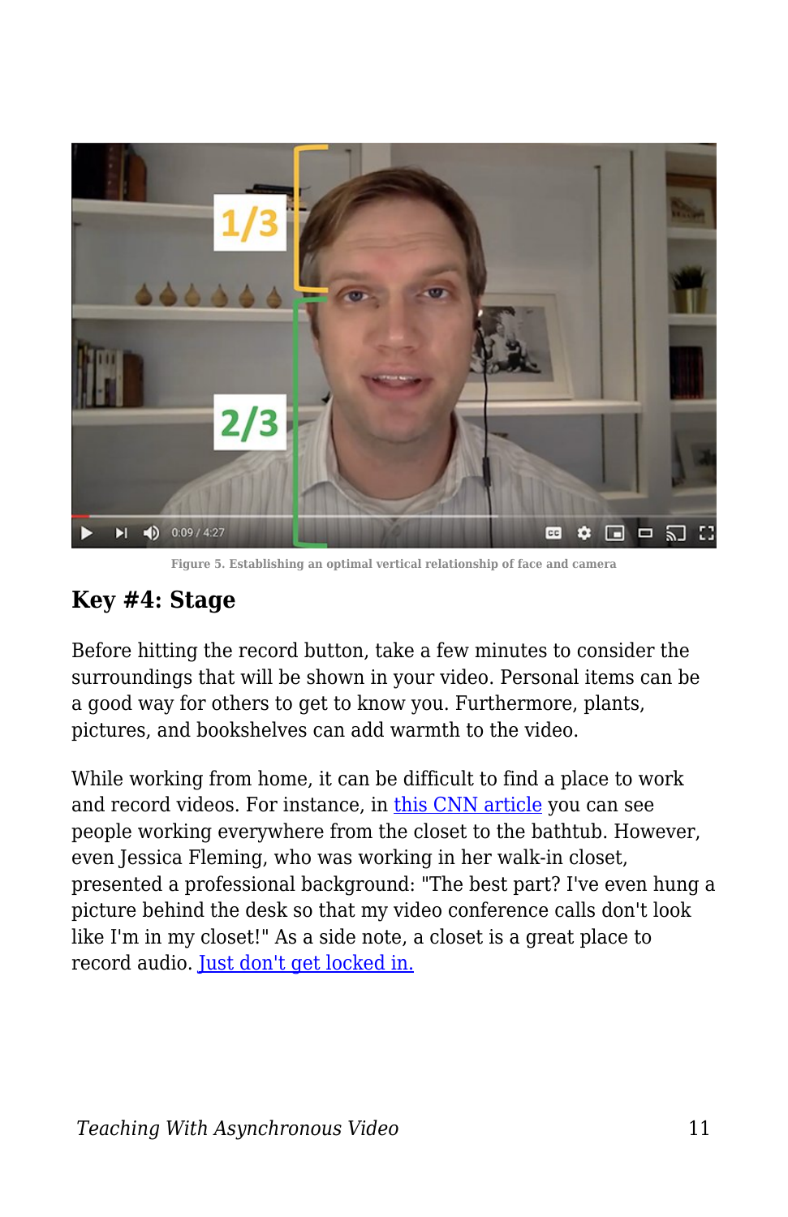Figure 5. Establishing an optimal vertical relationship of face and camera

## Key #4: Stage

Before hitting the record button, take a few minutes to consider the surroundings that will be shown in your video. Personal items can be a good way for others to get to know you. Furthermore, plants, pictures, and bookshelves can add warmth to the video.

While working from home, it can be difficult to find a place to work and record videos. For instance, in this CNN article you can see people working everywhere from the closet to the bathtub. However, even Jessica Fleming, who was working in her walk-in closet, presented a professional background: "The best part? I've even hung a picture behind the desk so that my video conference calls don't look like I'm in my closet!" As a side note, a closet is a great place to record audio. Just don't get locked in.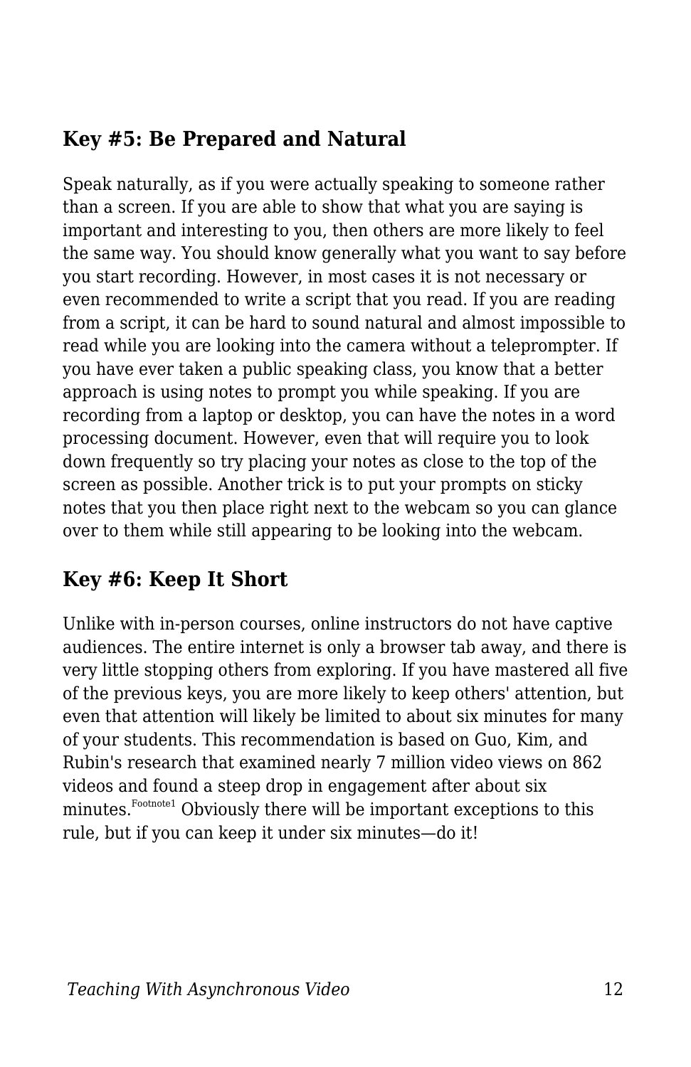### Key #5: Be Prepared and Natural

Speak naturally, as if you were actually speaking to someone rather than a screen. If you are able to show that what you are saying is important and interesting to you, then others are more likely to feel the same way. You should know generally what you want to say before you start recording. However, in most cases it is not necessary or even recommended to write a script that you read. If you are reading from a script, it can be hard to sound natural and almost impossible to read while you are looking into the camera without a teleprompter. If you have ever taken a public speaking class, you know that a better approach is using notes to prompt you while speaking. If you are recording from a laptop or desktop, you can have the notes in a word processing document. However, even that will require you to look down frequently so try placing your notes as close to the top of the screen as possible. Another trick is to put your prompts on sticky notes that you then place right next to the webcam so you can glance over to them while still appearing to be looking into the webcam.

### Key #6: Keep It Short

Unlike with in-person courses, online instructors do not have captive audiences. The entire internet is only a browser tab away, and there is very little stopping others from exploring. If you have mastered all five of the previous keys, you are more likely to keep others' attention, but even that attention will likely be limited to about six minutes for many of your students. This recommendation is based on Guo, Kim, and Rubin's research that examined nearly 7 million video views on 862 videos and found a steep drop in engagement after about six minutes.[Footnote1] Obviously there will be important exceptions to this rule, but if you can keep it under six minutes—do it!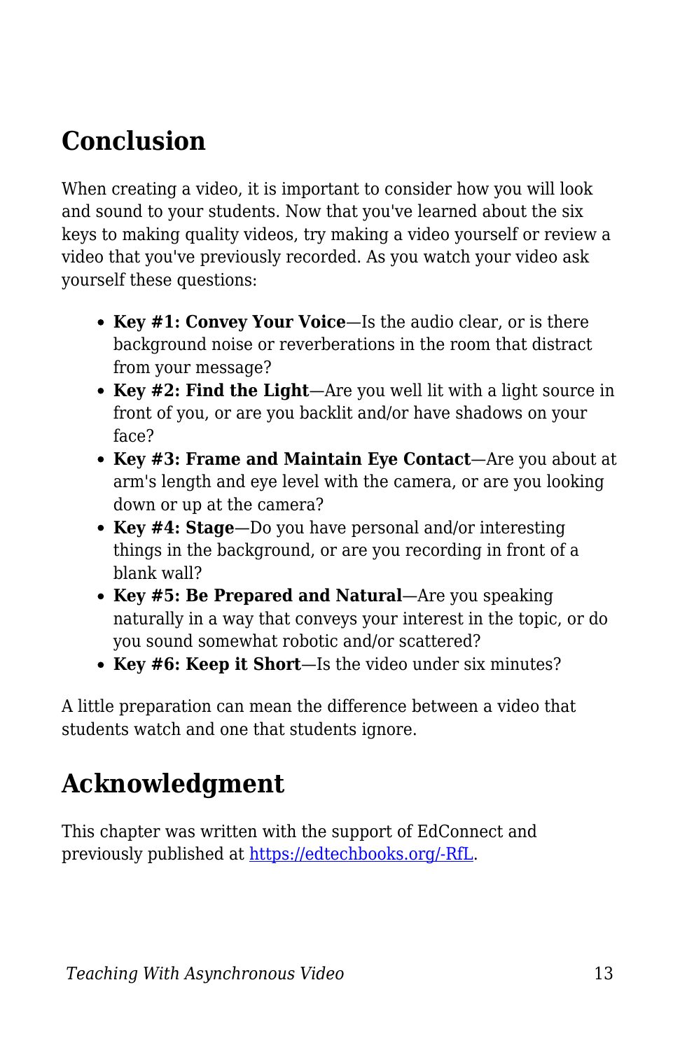## Conclusion

When creating a video, it is important to consider how you will look and sound to your students. Now that you've learned about the six keys to making quality videos, try making a video yourself or review a video that you've previously recorded. As you watch your video ask yourself these questions:

- **Key #1: Convey Your Voice**—Is the audio clear, or is there background noise or reverberations in the room that distract from your message?
- **Key #2: Find the Light**—Are you well lit with a light source in front of you, or are you backlit and/or have shadows on your face?
- **Key #3: Frame and Maintain Eye Contact**—Are you about at arm's length and eye level with the camera, or are you looking down or up at the camera?
- **Key #4: Stage**—Do you have personal and/or interesting things in the background, or are you recording in front of a blank wall?
- **Key #5: Be Prepared and Natural**—Are you speaking naturally in a way that conveys your interest in the topic, or do you sound somewhat robotic and/or scattered?
- **Key #6: Keep it Short**—Is the video under six minutes?

A little preparation can mean the difference between a video that students watch and one that students ignore.

## Acknowledgment

This chapter was written with the support of EdConnect and previously published at [https://edtechbooks.org/-RfL](https://edtechbooks.org/-RfL).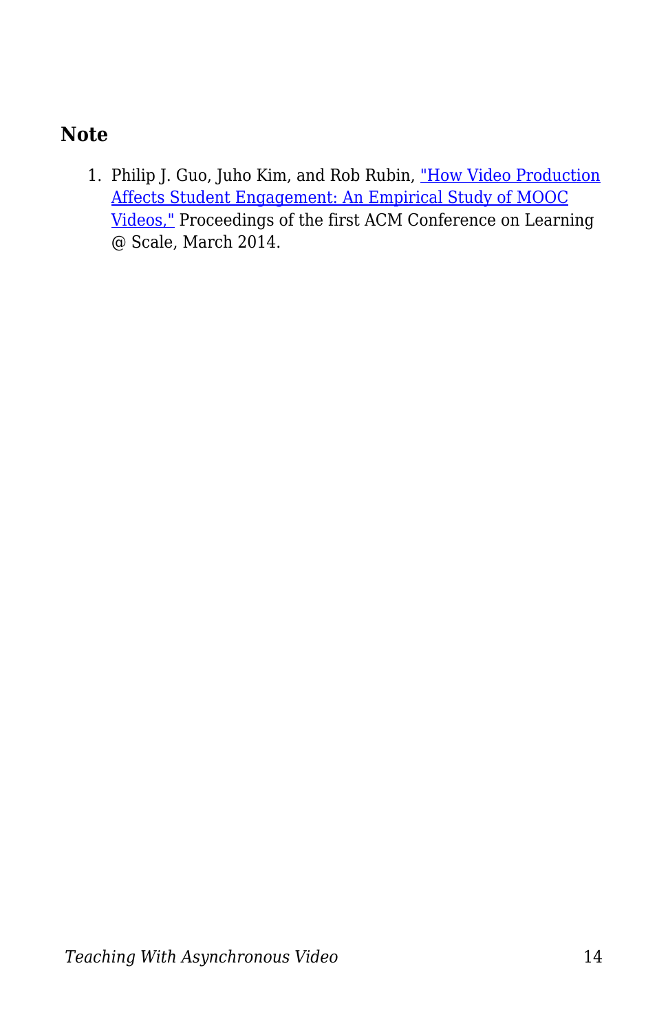### Note

1. Philip J. Guo, Juho Kim, and Rob Rubin, "How Video Production Affects Student Engagement: An Empirical Study of MOOC Videos," Proceedings of the first ACM Conference on Learning @ Scale, March 2014.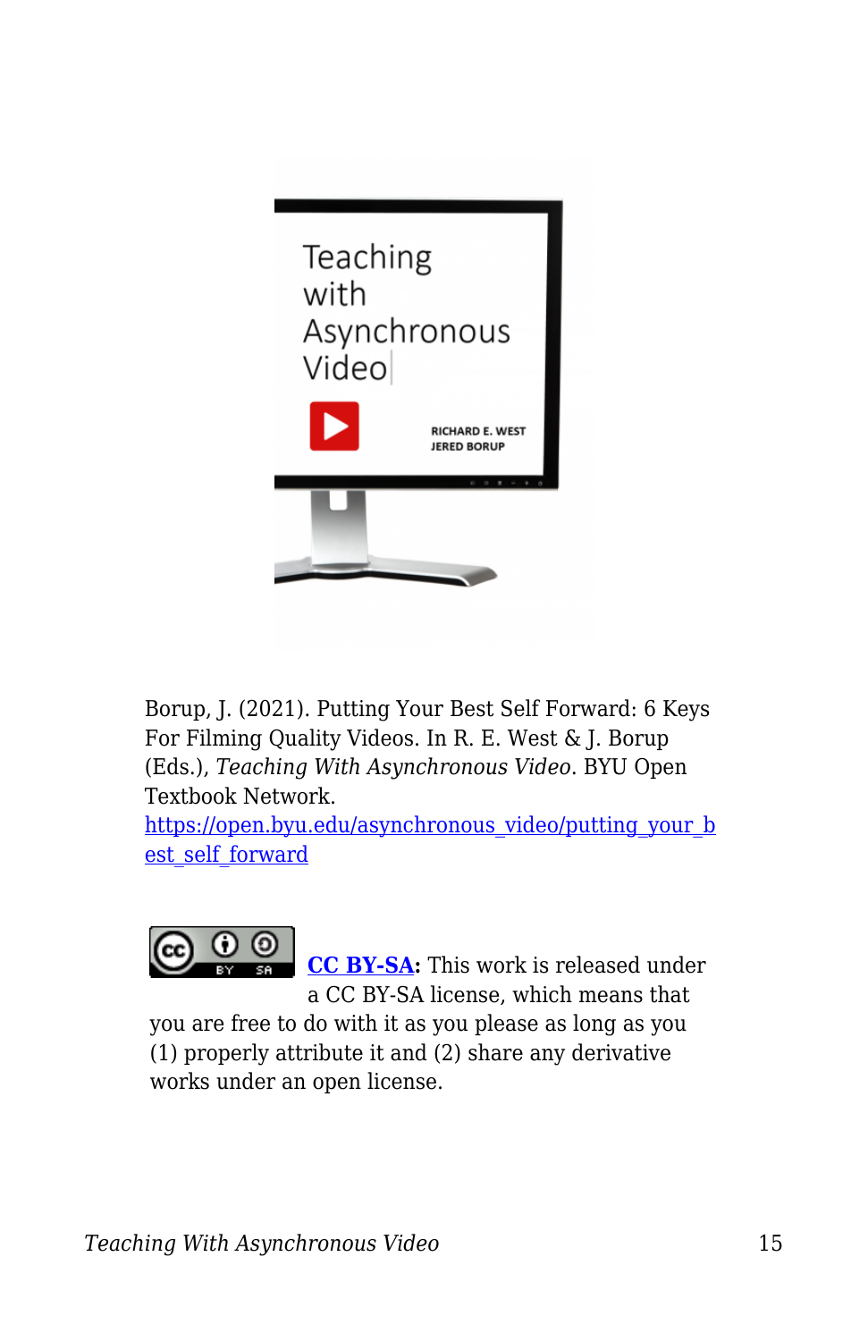Borup, J. (2021). Putting Your Best Self Forward: 6 Keys For Filming Quality Videos. In R. E. West & J. Borup (Eds.), *Teaching With Asynchronous Video*. BYU Open Textbook Network. https://open.byu.edu/asynchronous_video/putting_your_best_self_forward

**CC BY-SA:** This work is released under a CC BY-SA license, which means that you are free to do with it as you please as long as you (1) properly attribute it and (2) share any derivative works under an open license.